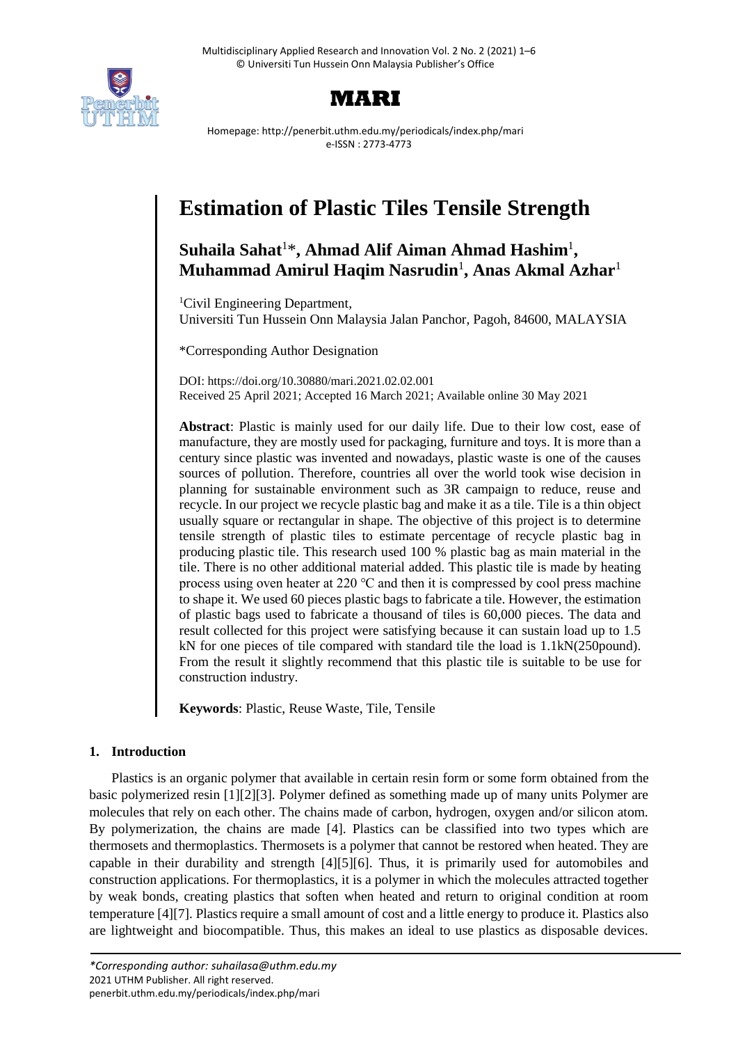# Estimation of Plastic Tiles Tensile Strength

**Suhaila Sahat**[1]***, Ahmad Alif Aiman Ahmad Hashim**[1]**, Muhammad Amirul Haqim Nasrudin**[1]**, Anas Akmal Azhar**[1]

[1]Civil Engineering Department,
Universiti Tun Hussein Onn Malaysia Jalan Panchor, Pagoh, 84600, MALAYSIA

*Corresponding Author Designation

DOI: https://doi.org/10.30880/mari.2021.02.02.001
Received 25 April 2021; Accepted 16 March 2021; Available online 30 May 2021

**Abstract**: Plastic is mainly used for our daily life. Due to their low cost, ease of manufacture, they are mostly used for packaging, furniture and toys. It is more than a century since plastic was invented and nowadays, plastic waste is one of the causes sources of pollution. Therefore, countries all over the world took wise decision in planning for sustainable environment such as 3R campaign to reduce, reuse and recycle. In our project we recycle plastic bag and make it as a tile. Tile is a thin object usually square or rectangular in shape. The objective of this project is to determine tensile strength of plastic tiles to estimate percentage of recycle plastic bag in producing plastic tile. This research used 100 % plastic bag as main material in the tile. There is no other additional material added. This plastic tile is made by heating process using oven heater at 220 °C and then it is compressed by cool press machine to shape it. We used 60 pieces plastic bags to fabricate a tile. However, the estimation of plastic bags used to fabricate a thousand of tiles is 60,000 pieces. The data and result collected for this project were satisfying because it can sustain load up to 1.5 kN for one pieces of tile compared with standard tile the load is 1.1kN(250pound). From the result it slightly recommend that this plastic tile is suitable to be use for construction industry.

**Keywords**: Plastic, Reuse Waste, Tile, Tensile

## 1. Introduction

Plastics is an organic polymer that available in certain resin form or some form obtained from the basic polymerized resin [1][2][3]. Polymer defined as something made up of many units Polymer are molecules that rely on each other. The chains made of carbon, hydrogen, oxygen and/or silicon atom. By polymerization, the chains are made [4]. Plastics can be classified into two types which are thermosets and thermoplastics. Thermosets is a polymer that cannot be restored when heated. They are capable in their durability and strength [4][5][6]. Thus, it is primarily used for automobiles and construction applications. For thermoplastics, it is a polymer in which the molecules attracted together by weak bonds, creating plastics that soften when heated and return to original condition at room temperature [4][7]. Plastics require a small amount of cost and a little energy to produce it. Plastics also are lightweight and biocompatible. Thus, this makes an ideal to use plastics as disposable devices.

*Corresponding author: suhailasa@uthm.edu.my*
2021 UTHM Publisher. All right reserved.
penerbit.uthm.edu.my/periodicals/index.php/mari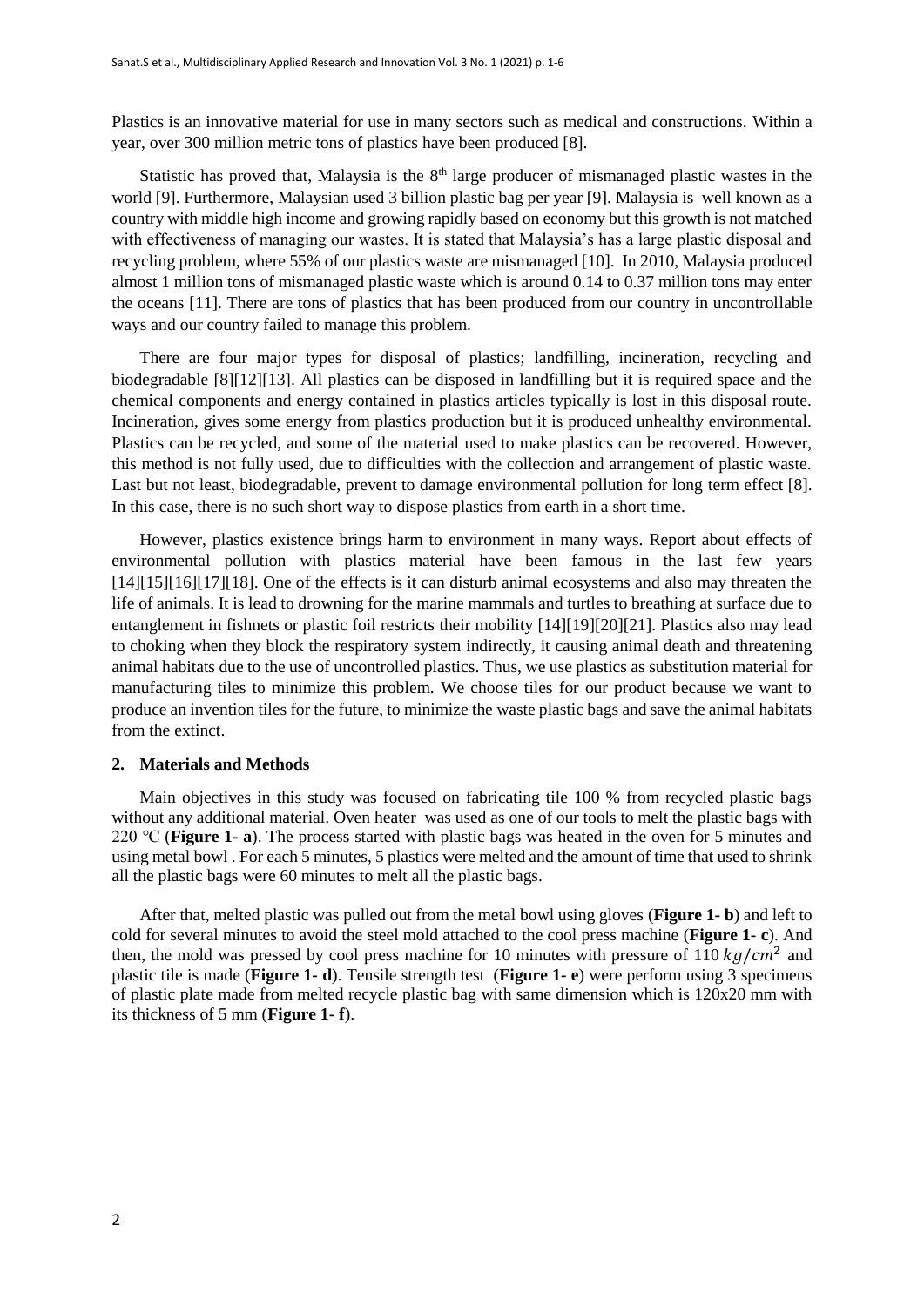Plastics is an innovative material for use in many sectors such as medical and constructions. Within a year, over 300 million metric tons of plastics have been produced [8].

Statistic has proved that, Malaysia is the 8th large producer of mismanaged plastic wastes in the world [9]. Furthermore, Malaysian used 3 billion plastic bag per year [9]. Malaysia is well known as a country with middle high income and growing rapidly based on economy but this growth is not matched with effectiveness of managing our wastes. It is stated that Malaysia's has a large plastic disposal and recycling problem, where 55% of our plastics waste are mismanaged [10]. In 2010, Malaysia produced almost 1 million tons of mismanaged plastic waste which is around 0.14 to 0.37 million tons may enter the oceans [11]. There are tons of plastics that has been produced from our country in uncontrollable ways and our country failed to manage this problem.

There are four major types for disposal of plastics; landfilling, incineration, recycling and biodegradable [8][12][13]. All plastics can be disposed in landfilling but it is required space and the chemical components and energy contained in plastics articles typically is lost in this disposal route. Incineration, gives some energy from plastics production but it is produced unhealthy environmental. Plastics can be recycled, and some of the material used to make plastics can be recovered. However, this method is not fully used, due to difficulties with the collection and arrangement of plastic waste. Last but not least, biodegradable, prevent to damage environmental pollution for long term effect [8]. In this case, there is no such short way to dispose plastics from earth in a short time.

However, plastics existence brings harm to environment in many ways. Report about effects of environmental pollution with plastics material have been famous in the last few years [14][15][16][17][18]. One of the effects is it can disturb animal ecosystems and also may threaten the life of animals. It is lead to drowning for the marine mammals and turtles to breathing at surface due to entanglement in fishnets or plastic foil restricts their mobility [14][19][20][21]. Plastics also may lead to choking when they block the respiratory system indirectly, it causing animal death and threatening animal habitats due to the use of uncontrolled plastics. Thus, we use plastics as substitution material for manufacturing tiles to minimize this problem. We choose tiles for our product because we want to produce an invention tiles for the future, to minimize the waste plastic bags and save the animal habitats from the extinct.

## 2. Materials and Methods

Main objectives in this study was focused on fabricating tile 100 % from recycled plastic bags without any additional material. Oven heater was used as one of our tools to melt the plastic bags with 220 ℃ (**Figure 1- a**). The process started with plastic bags was heated in the oven for 5 minutes and using metal bowl . For each 5 minutes, 5 plastics were melted and the amount of time that used to shrink all the plastic bags were 60 minutes to melt all the plastic bags.

After that, melted plastic was pulled out from the metal bowl using gloves (**Figure 1- b**) and left to cold for several minutes to avoid the steel mold attached to the cool press machine (**Figure 1- c**). And then, the mold was pressed by cool press machine for 10 minutes with pressure of 110 $kg/cm^2$ and plastic tile is made (**Figure 1- d**). Tensile strength test (**Figure 1- e**) were perform using 3 specimens of plastic plate made from melted recycle plastic bag with same dimension which is 120x20 mm with its thickness of 5 mm (**Figure 1- f**).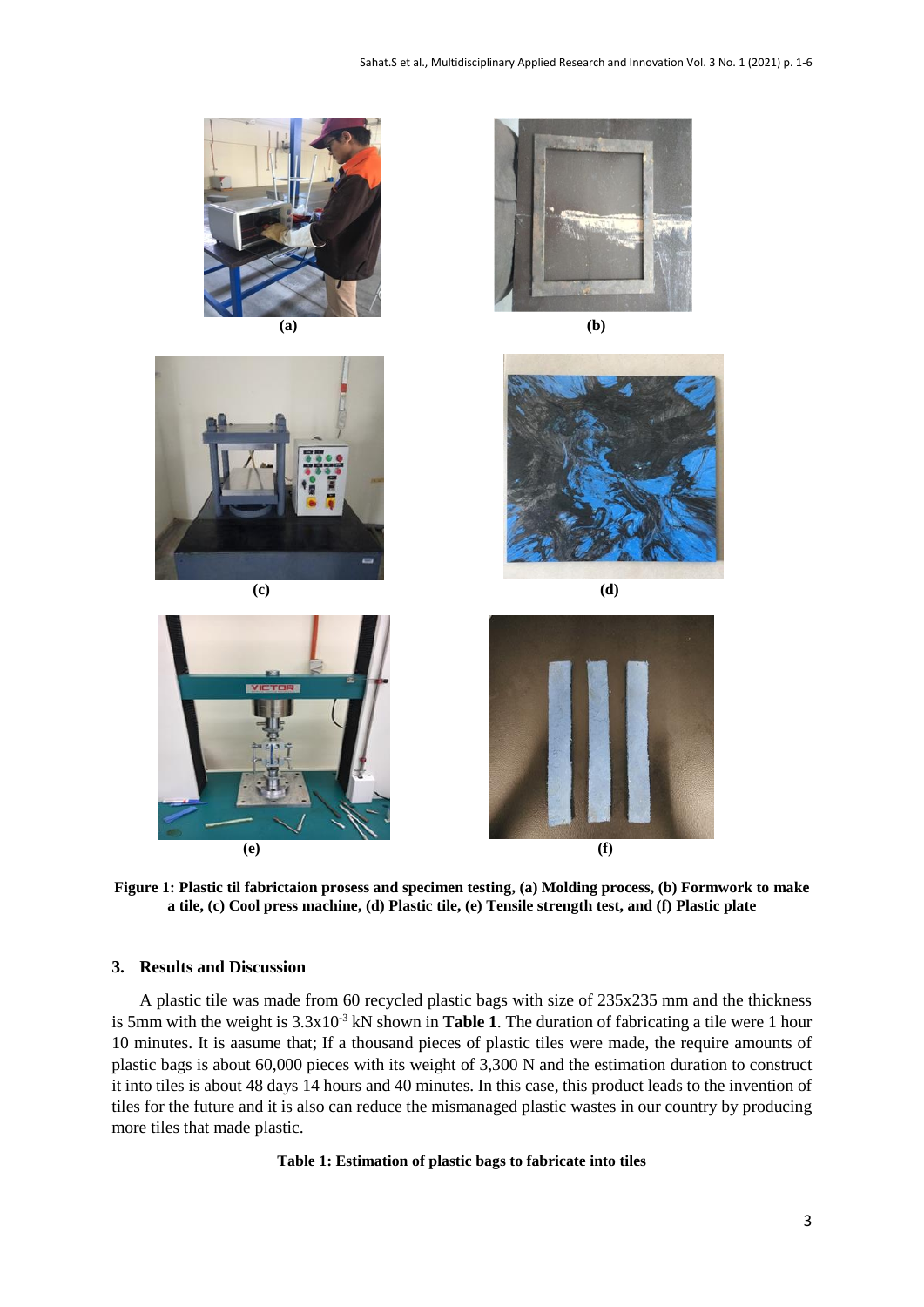(a)

(b)

(c)

(d)

(e)

(f)

**Figure 1: Plastic til fabrictaion prosess and specimen testing, (a) Molding process, (b) Formwork to make a tile, (c) Cool press machine, (d) Plastic tile, (e) Tensile strength test, and (f) Plastic plate**

## 3. Results and Discussion

A plastic tile was made from 60 recycled plastic bags with size of 235x235 mm and the thickness is 5mm with the weight is $3.3 \times 10^{-3}$ kN shown in **Table 1**. The duration of fabricating a tile were 1 hour 10 minutes. It is aasume that; If a thousand pieces of plastic tiles were made, the require amounts of plastic bags is about 60,000 pieces with its weight of 3,300 N and the estimation duration to construct it into tiles is about 48 days 14 hours and 40 minutes. In this case, this product leads to the invention of tiles for the future and it is also can reduce the mismanaged plastic wastes in our country by producing more tiles that made plastic.

**Table 1: Estimation of plastic bags to fabricate into tiles**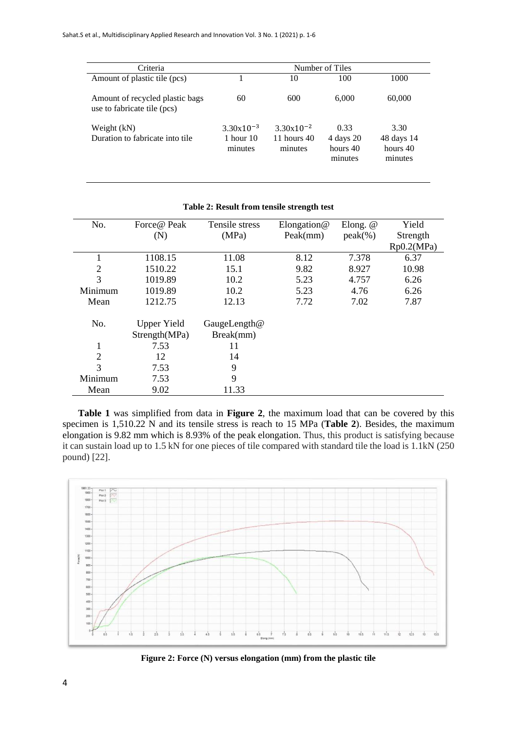| Criteria | Number of Tiles | | | |
|---|---|---|---|---|
| Amount of plastic tile (pcs) | 1 | 10 | 100 | 1000 |
| Amount of recycled plastic bags use to fabricate tile (pcs) | 60 | 600 | 6,000 | 60,000 |
| Weight (kN) | $3.30x10^{-3}$ | $3.30x10^{-2}$ | 0.33 | 3.30 |
| Duration to fabricate into tile | 1 hour 10 minutes | 11 hours 40 minutes | 4 days 20 hours 40 minutes | 48 days 14 hours 40 minutes |

**Table 2: Result from tensile strength test**

| No. | Force@ Peak (N) | Tensile stress (MPa) | Elongation@ Peak(mm) | Elong. @ peak(%) | Yield Strength Rp0.2(MPa) |
|---|---|---|---|---|---|
| 1 | 1108.15 | 11.08 | 8.12 | 7.378 | 6.37 |
| 2 | 1510.22 | 15.1 | 9.82 | 8.927 | 10.98 |
| 3 | 1019.89 | 10.2 | 5.23 | 4.757 | 6.26 |
| Minimum | 1019.89 | 10.2 | 5.23 | 4.76 | 6.26 |
| Mean | 1212.75 | 12.13 | 7.72 | 7.02 | 7.87 |

| No. | Upper Yield Strength(MPa) | GaugeLength@ Break(mm) |
|---|---|---|
| 1 | 7.53 | 11 |
| 2 | 12 | 14 |
| 3 | 7.53 | 9 |
| Minimum | 7.53 | 9 |
| Mean | 9.02 | 11.33 |

**Table 1** was simplified from data in **Figure 2**, the maximum load that can be covered by this specimen is 1,510.22 N and its tensile stress is reach to 15 MPa (**Table 2**). Besides, the maximum elongation is 9.82 mm which is 8.93% of the peak elongation. Thus, this product is satisfying because it can sustain load up to 1.5 kN for one pieces of tile compared with standard tile the load is 1.1kN (250 pound) [22].

**Figure 2: Force (N) versus elongation (mm) from the plastic tile**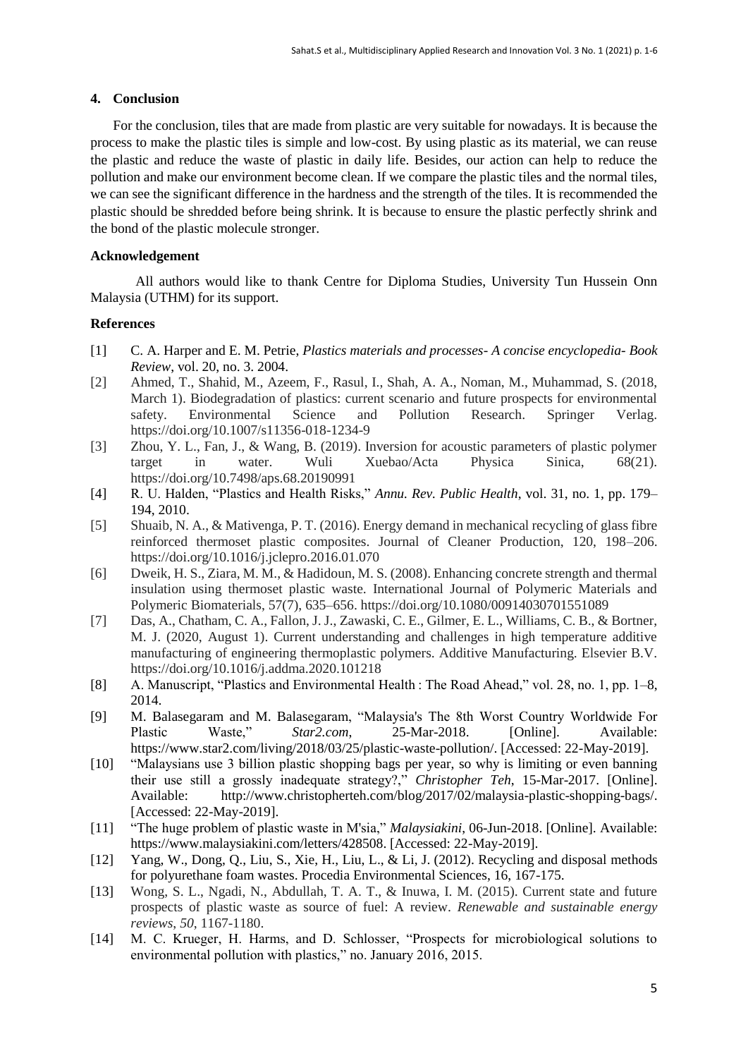## 4. Conclusion

For the conclusion, tiles that are made from plastic are very suitable for nowadays. It is because the process to make the plastic tiles is simple and low-cost. By using plastic as its material, we can reuse the plastic and reduce the waste of plastic in daily life. Besides, our action can help to reduce the pollution and make our environment become clean. If we compare the plastic tiles and the normal tiles, we can see the significant difference in the hardness and the strength of the tiles. It is recommended the plastic should be shredded before being shrink. It is because to ensure the plastic perfectly shrink and the bond of the plastic molecule stronger.

### Acknowledgement

All authors would like to thank Centre for Diploma Studies, University Tun Hussein Onn Malaysia (UTHM) for its support.

### References

[1] C. A. Harper and E. M. Petrie, *Plastics materials and processes- A concise encyclopedia- Book Review*, vol. 20, no. 3. 2004.

[2] Ahmed, T., Shahid, M., Azeem, F., Rasul, I., Shah, A. A., Noman, M., Muhammad, S. (2018, March 1). Biodegradation of plastics: current scenario and future prospects for environmental safety. Environmental Science and Pollution Research. Springer Verlag. https://doi.org/10.1007/s11356-018-1234-9

[3] Zhou, Y. L., Fan, J., & Wang, B. (2019). Inversion for acoustic parameters of plastic polymer target in water. Wuli Xuebao/Acta Physica Sinica, 68(21). https://doi.org/10.7498/aps.68.20190991

[4] R. U. Halden, "Plastics and Health Risks," *Annu. Rev. Public Health*, vol. 31, no. 1, pp. 179–194, 2010.

[5] Shuaib, N. A., & Mativenga, P. T. (2016). Energy demand in mechanical recycling of glass fibre reinforced thermoset plastic composites. Journal of Cleaner Production, 120, 198–206. https://doi.org/10.1016/j.jclepro.2016.01.070

[6] Dweik, H. S., Ziara, M. M., & Hadidoun, M. S. (2008). Enhancing concrete strength and thermal insulation using thermoset plastic waste. International Journal of Polymeric Materials and Polymeric Biomaterials, 57(7), 635–656. https://doi.org/10.1080/00914030701551089

[7] Das, A., Chatham, C. A., Fallon, J. J., Zawaski, C. E., Gilmer, E. L., Williams, C. B., & Bortner, M. J. (2020, August 1). Current understanding and challenges in high temperature additive manufacturing of engineering thermoplastic polymers. Additive Manufacturing. Elsevier B.V. https://doi.org/10.1016/j.addma.2020.101218

[8] A. Manuscript, "Plastics and Environmental Health : The Road Ahead," vol. 28, no. 1, pp. 1–8, 2014.

[9] M. Balasegaram and M. Balasegaram, "Malaysia's The 8th Worst Country Worldwide For Plastic Waste," *Star2.com*, 25-Mar-2018. [Online]. Available: https://www.star2.com/living/2018/03/25/plastic-waste-pollution/. [Accessed: 22-May-2019].

[10] "Malaysians use 3 billion plastic shopping bags per year, so why is limiting or even banning their use still a grossly inadequate strategy?," *Christopher Teh*, 15-Mar-2017. [Online]. Available: http://www.christopherteh.com/blog/2017/02/malaysia-plastic-shopping-bags/. [Accessed: 22-May-2019].

[11] "The huge problem of plastic waste in M'sia," *Malaysiakini*, 06-Jun-2018. [Online]. Available: https://www.malaysiakini.com/letters/428508. [Accessed: 22-May-2019].

[12] Yang, W., Dong, Q., Liu, S., Xie, H., Liu, L., & Li, J. (2012). Recycling and disposal methods for polyurethane foam wastes. Procedia Environmental Sciences, 16, 167-175.

[13] Wong, S. L., Ngadi, N., Abdullah, T. A. T., & Inuwa, I. M. (2015). Current state and future prospects of plastic waste as source of fuel: A review. *Renewable and sustainable energy reviews*, *50*, 1167-1180.

[14] M. C. Krueger, H. Harms, and D. Schlosser, "Prospects for microbiological solutions to environmental pollution with plastics," no. January 2016, 2015.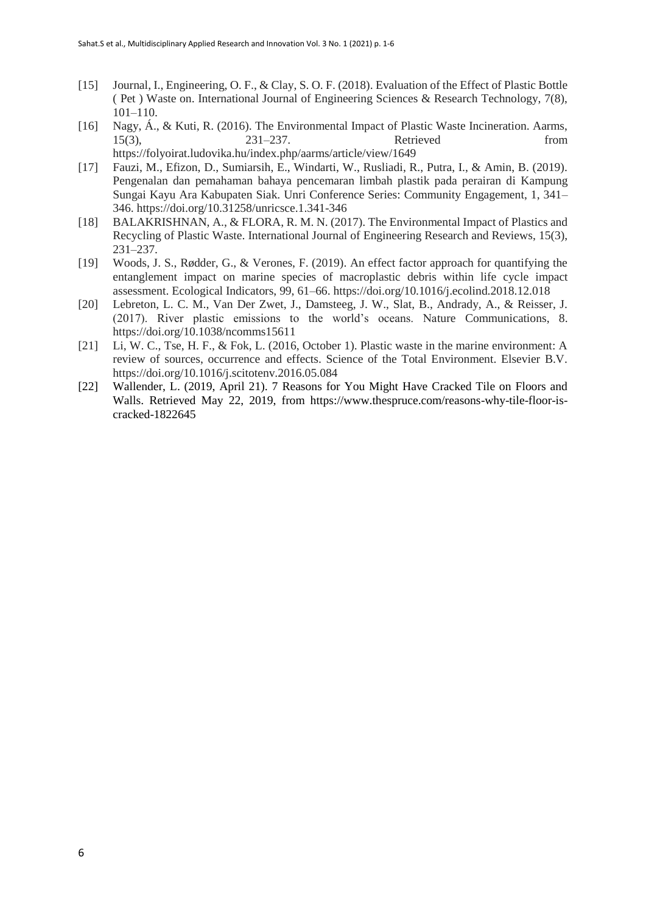[15] Journal, I., Engineering, O. F., & Clay, S. O. F. (2018). Evaluation of the Effect of Plastic Bottle ( Pet ) Waste on. International Journal of Engineering Sciences & Research Technology, 7(8), 101–110.

[16] Nagy, Á., & Kuti, R. (2016). The Environmental Impact of Plastic Waste Incineration. Aarms, 15(3), 231–237. Retrieved from https://folyoirat.ludovika.hu/index.php/aarms/article/view/1649

[17] Fauzi, M., Efizon, D., Sumiarsih, E., Windarti, W., Rusliadi, R., Putra, I., & Amin, B. (2019). Pengenalan dan pemahaman bahaya pencemaran limbah plastik pada perairan di Kampung Sungai Kayu Ara Kabupaten Siak. Unri Conference Series: Community Engagement, 1, 341–346. https://doi.org/10.31258/unricsce.1.341-346

[18] BALAKRISHNAN, A., & FLORA, R. M. N. (2017). The Environmental Impact of Plastics and Recycling of Plastic Waste. International Journal of Engineering Research and Reviews, 15(3), 231–237.

[19] Woods, J. S., Rødder, G., & Verones, F. (2019). An effect factor approach for quantifying the entanglement impact on marine species of macroplastic debris within life cycle impact assessment. Ecological Indicators, 99, 61–66. https://doi.org/10.1016/j.ecolind.2018.12.018

[20] Lebreton, L. C. M., Van Der Zwet, J., Damsteeg, J. W., Slat, B., Andrady, A., & Reisser, J. (2017). River plastic emissions to the world's oceans. Nature Communications, 8. https://doi.org/10.1038/ncomms15611

[21] Li, W. C., Tse, H. F., & Fok, L. (2016, October 1). Plastic waste in the marine environment: A review of sources, occurrence and effects. Science of the Total Environment. Elsevier B.V. https://doi.org/10.1016/j.scitotenv.2016.05.084

[22] Wallender, L. (2019, April 21). 7 Reasons for You Might Have Cracked Tile on Floors and Walls. Retrieved May 22, 2019, from https://www.thespruce.com/reasons-why-tile-floor-is-cracked-1822645